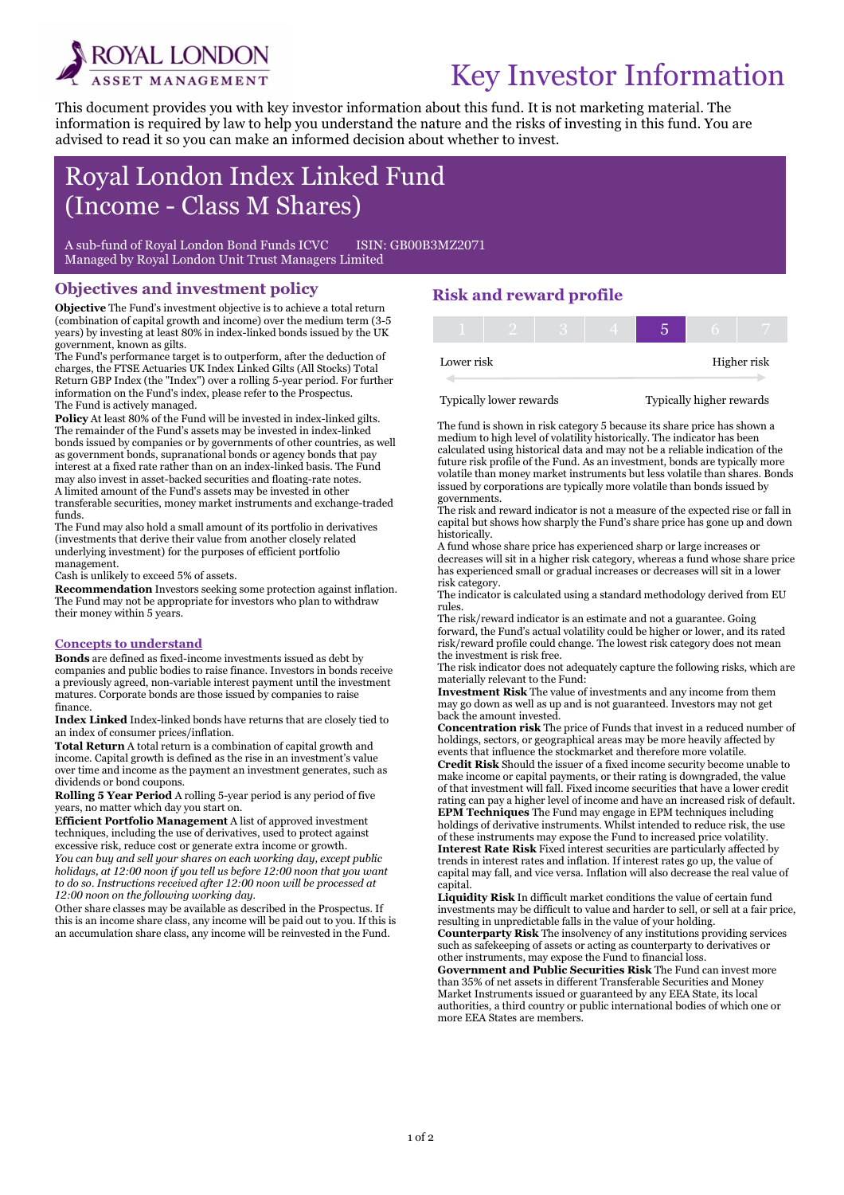ROYAL LONDON ASSET MANAGEMENT

# Key Investor Information

This document provides you with key investor information about this fund. It is not marketing material. The information is required by law to help you understand the nature and the risks of investing in this fund. You are advised to read it so you can make an informed decision about whether to invest.

# Royal London Index Linked Fund (Income - Class M Shares)

A sub-fund of Royal London Bond Funds ICVC ISIN: GB00B3MZ2071
Managed by Royal London Unit Trust Managers Limited

## Objectives and investment policy

**Objective** The Fund's investment objective is to achieve a total return (combination of capital growth and income) over the medium term (3-5 years) by investing at least 80% in index-linked bonds issued by the UK government, known as gilts.
The Fund's performance target is to outperform, after the deduction of charges, the FTSE Actuaries UK Index Linked Gilts (All Stocks) Total Return GBP Index (the "Index") over a rolling 5-year period. For further information on the Fund's index, please refer to the Prospectus.
The Fund is actively managed.

**Policy** At least 80% of the Fund will be invested in index-linked gilts. The remainder of the Fund's assets may be invested in index-linked bonds issued by companies or by governments of other countries, as well as government bonds, supranational bonds or agency bonds that pay interest at a fixed rate rather than on an index-linked basis. The Fund may also invest in asset-backed securities and floating-rate notes.
A limited amount of the Fund's assets may be invested in other transferable securities, money market instruments and exchange-traded funds.
The Fund may also hold a small amount of its portfolio in derivatives (investments that derive their value from another closely related underlying investment) for the purposes of efficient portfolio management.
Cash is unlikely to exceed 5% of assets.

**Recommendation** Investors seeking some protection against inflation. The Fund may not be appropriate for investors who plan to withdraw their money within 5 years.

### Concepts to understand

**Bonds** are defined as fixed-income investments issued as debt by companies and public bodies to raise finance. Investors in bonds receive a previously agreed, non-variable interest payment until the investment matures. Corporate bonds are those issued by companies to raise finance.

**Index Linked** Index-linked bonds have returns that are closely tied to an index of consumer prices/inflation.

**Total Return** A total return is a combination of capital growth and income. Capital growth is defined as the rise in an investment's value over time and income as the payment an investment generates, such as dividends or bond coupons.

**Rolling 5 Year Period** A rolling 5-year period is any period of five years, no matter which day you start on.

**Efficient Portfolio Management** A list of approved investment techniques, including the use of derivatives, used to protect against excessive risk, reduce cost or generate extra income or growth.

*You can buy and sell your shares on each working day, except public holidays, at 12:00 noon if you tell us before 12:00 noon that you want to do so. Instructions received after 12:00 noon will be processed at 12:00 noon on the following working day.*

Other share classes may be available as described in the Prospectus. If this is an income share class, any income will be paid out to you. If this is an accumulation share class, any income will be reinvested in the Fund.

## Risk and reward profile

| 1 | 2 | 3 | 4 | **5** | 6 | 7 |
|---|---|---|---|---|---|---|

Lower risk — Higher risk

Typically lower rewards — Typically higher rewards

The fund is shown in risk category 5 because its share price has shown a medium to high level of volatility historically. The indicator has been calculated using historical data and may not be a reliable indication of the future risk profile of the Fund. As an investment, bonds are typically more volatile than money market instruments but less volatile than shares. Bonds issued by corporations are typically more volatile than bonds issued by governments.

The risk and reward indicator is not a measure of the expected rise or fall in capital but shows how sharply the Fund's share price has gone up and down historically.

A fund whose share price has experienced sharp or large increases or decreases will sit in a higher risk category, whereas a fund whose share price has experienced small or gradual increases or decreases will sit in a lower risk category.

The indicator is calculated using a standard methodology derived from EU rules.

The risk/reward indicator is an estimate and not a guarantee. Going forward, the Fund's actual volatility could be higher or lower, and its rated risk/reward profile could change. The lowest risk category does not mean the investment is risk free.

The risk indicator does not adequately capture the following risks, which are materially relevant to the Fund:

**Investment Risk** The value of investments and any income from them may go down as well as up and is not guaranteed. Investors may not get back the amount invested.

**Concentration risk** The price of Funds that invest in a reduced number of holdings, sectors, or geographical areas may be more heavily affected by events that influence the stockmarket and therefore more volatile.

**Credit Risk** Should the issuer of a fixed income security become unable to make income or capital payments, or their rating is downgraded, the value of that investment will fall. Fixed income securities that have a lower credit rating can pay a higher level of income and have an increased risk of default.

**EPM Techniques** The Fund may engage in EPM techniques including holdings of derivative instruments. Whilst intended to reduce risk, the use of these instruments may expose the Fund to increased price volatility.

**Interest Rate Risk** Fixed interest securities are particularly affected by trends in interest rates and inflation. If interest rates go up, the value of capital may fall, and vice versa. Inflation will also decrease the real value of capital.

**Liquidity Risk** In difficult market conditions the value of certain fund investments may be difficult to value and harder to sell, or sell at a fair price, resulting in unpredictable falls in the value of your holding.

**Counterparty Risk** The insolvency of any institutions providing services such as safekeeping of assets or acting as counterparty to derivatives or other instruments, may expose the Fund to financial loss.

**Government and Public Securities Risk** The Fund can invest more than 35% of net assets in different Transferable Securities and Money Market Instruments issued or guaranteed by any EEA State, its local authorities, a third country or public international bodies of which one or more EEA States are members.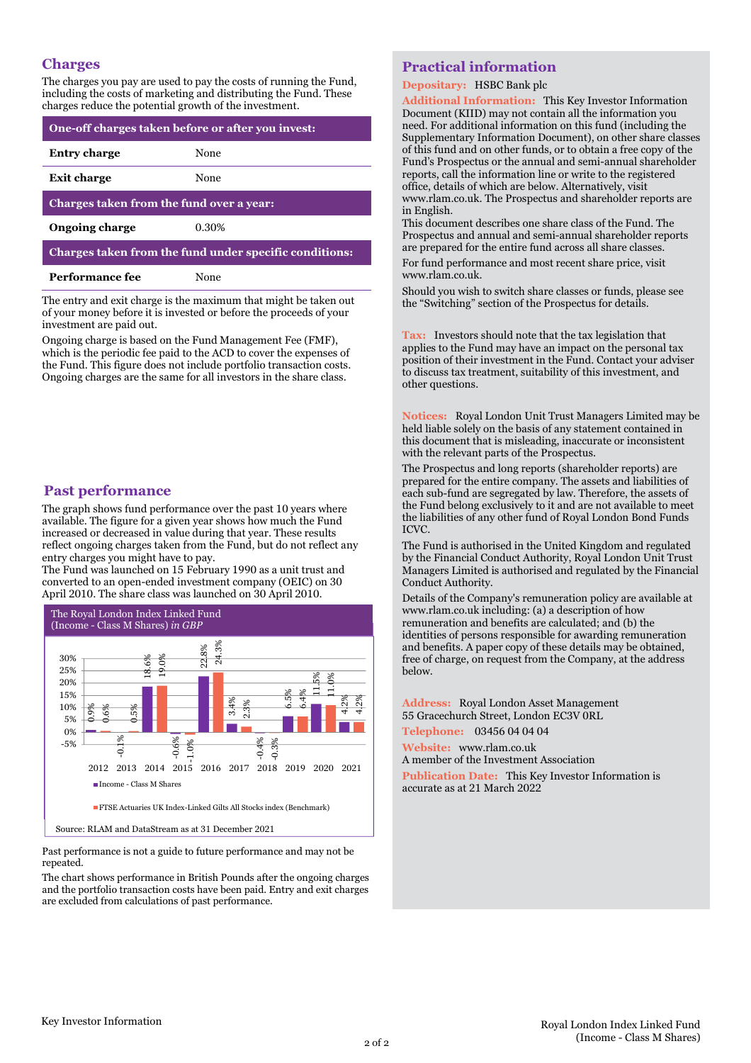## Charges

The charges you pay are used to pay the costs of running the Fund, including the costs of marketing and distributing the Fund. These charges reduce the potential growth of the investment.

| One-off charges taken before or after you invest: | |
|---|---|
| **Entry charge** | None |
| **Exit charge** | None |
| **Charges taken from the fund over a year:** | |
| **Ongoing charge** | 0.30% |
| **Charges taken from the fund under specific conditions:** | |
| **Performance fee** | None |

The entry and exit charge is the maximum that might be taken out of your money before it is invested or before the proceeds of your investment are paid out.

Ongoing charge is based on the Fund Management Fee (FMF), which is the periodic fee paid to the ACD to cover the expenses of the Fund. This figure does not include portfolio transaction costs. Ongoing charges are the same for all investors in the share class.

## Past performance

The graph shows fund performance over the past 10 years where available. The figure for a given year shows how much the Fund increased or decreased in value during that year. These results reflect ongoing charges taken from the Fund, but do not reflect any entry charges you might have to pay.

The Fund was launched on 15 February 1990 as a unit trust and converted to an open-ended investment company (OEIC) on 30 April 2010. The share class was launched on 30 April 2010.

The Royal London Index Linked Fund
(Income - Class M Shares) *in GBP*

30%
25%
20%
15%
10%
5%
0%
-5%

0.9% 0.6% -0.1% 0.5% 18.6% 19.0% -0.6% -1.0% 22.8% 24.3% 3.4% 2.3% -0.4% -0.3% 6.5% 6.4% 11.5% 11.0% 4.2% 4.2%

2012 2013 2014 2015 2016 2017 2018 2019 2020 2021

Income - Class M Shares

FTSE Actuaries UK Index-Linked Gilts All Stocks index (Benchmark)

Source: RLAM and DataStream as at 31 December 2021

Past performance is not a guide to future performance and may not be repeated.

The chart shows performance in British Pounds after the ongoing charges and the portfolio transaction costs have been paid. Entry and exit charges are excluded from calculations of past performance.

## Practical information

**Depositary:** HSBC Bank plc

**Additional Information:** This Key Investor Information Document (KIID) may not contain all the information you need. For additional information on this fund (including the Supplementary Information Document), on other share classes of this fund and on other funds, or to obtain a free copy of the Fund's Prospectus or the annual and semi-annual shareholder reports, call the information line or write to the registered office, details of which are below. Alternatively, visit www.rlam.co.uk. The Prospectus and shareholder reports are in English.

This document describes one share class of the Fund. The Prospectus and annual and semi-annual shareholder reports are prepared for the entire fund across all share classes.

For fund performance and most recent share price, visit www.rlam.co.uk.

Should you wish to switch share classes or funds, please see the "Switching" section of the Prospectus for details.

**Tax:** Investors should note that the tax legislation that applies to the Fund may have an impact on the personal tax position of their investment in the Fund. Contact your adviser to discuss tax treatment, suitability of this investment, and other questions.

**Notices:** Royal London Unit Trust Managers Limited may be held liable solely on the basis of any statement contained in this document that is misleading, inaccurate or inconsistent with the relevant parts of the Prospectus.

The Prospectus and long reports (shareholder reports) are prepared for the entire company. The assets and liabilities of each sub-fund are segregated by law. Therefore, the assets of the Fund belong exclusively to it and are not available to meet the liabilities of any other fund of Royal London Bond Funds ICVC.

The Fund is authorised in the United Kingdom and regulated by the Financial Conduct Authority, Royal London Unit Trust Managers Limited is authorised and regulated by the Financial Conduct Authority.

Details of the Company's remuneration policy are available at www.rlam.co.uk including: (a) a description of how remuneration and benefits are calculated; and (b) the identities of persons responsible for awarding remuneration and benefits. A paper copy of these details may be obtained, free of charge, on request from the Company, at the address below.

**Address:** Royal London Asset Management
55 Gracechurch Street, London EC3V 0RL

**Telephone:** 03456 04 04 04

**Website:** www.rlam.co.uk

A member of the Investment Association

**Publication Date:** This Key Investor Information is accurate as at 21 March 2022